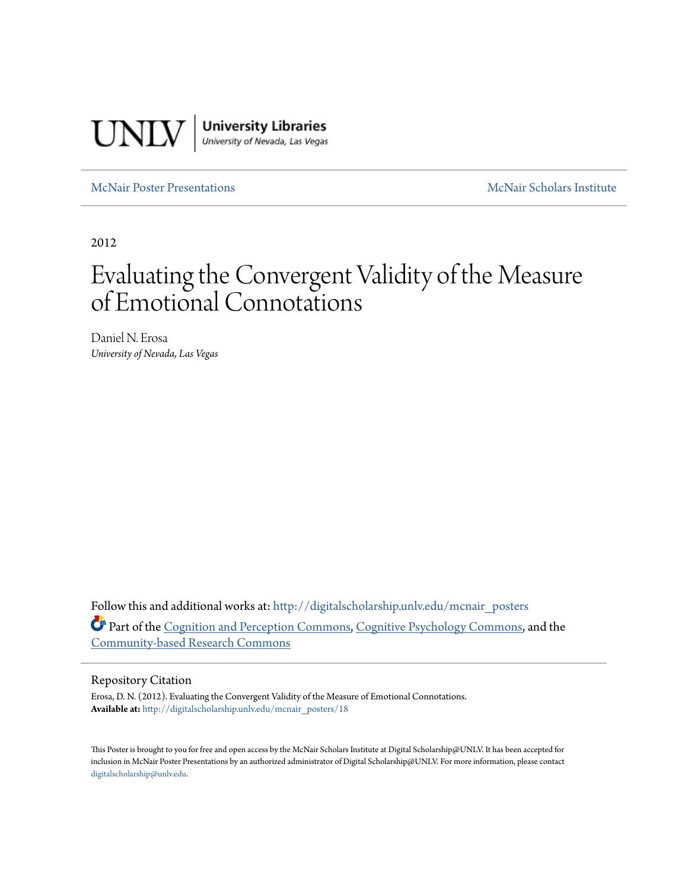UNLV | University Libraries
University of Nevada, Las Vegas

McNair Poster Presentations — McNair Scholars Institute

2012

# Evaluating the Convergent Validity of the Measure of Emotional Connotations

Daniel N. Erosa
*University of Nevada, Las Vegas*

Follow this and additional works at: http://digitalscholarship.unlv.edu/mcnair_posters

Part of the Cognition and Perception Commons, Cognitive Psychology Commons, and the Community-based Research Commons

## Repository Citation

Erosa, D. N. (2012). Evaluating the Convergent Validity of the Measure of Emotional Connotations.
**Available at:** http://digitalscholarship.unlv.edu/mcnair_posters/18

This Poster is brought to you for free and open access by the McNair Scholars Institute at Digital Scholarship@UNLV. It has been accepted for inclusion in McNair Poster Presentations by an authorized administrator of Digital Scholarship@UNLV. For more information, please contact digitalscholarship@unlv.edu.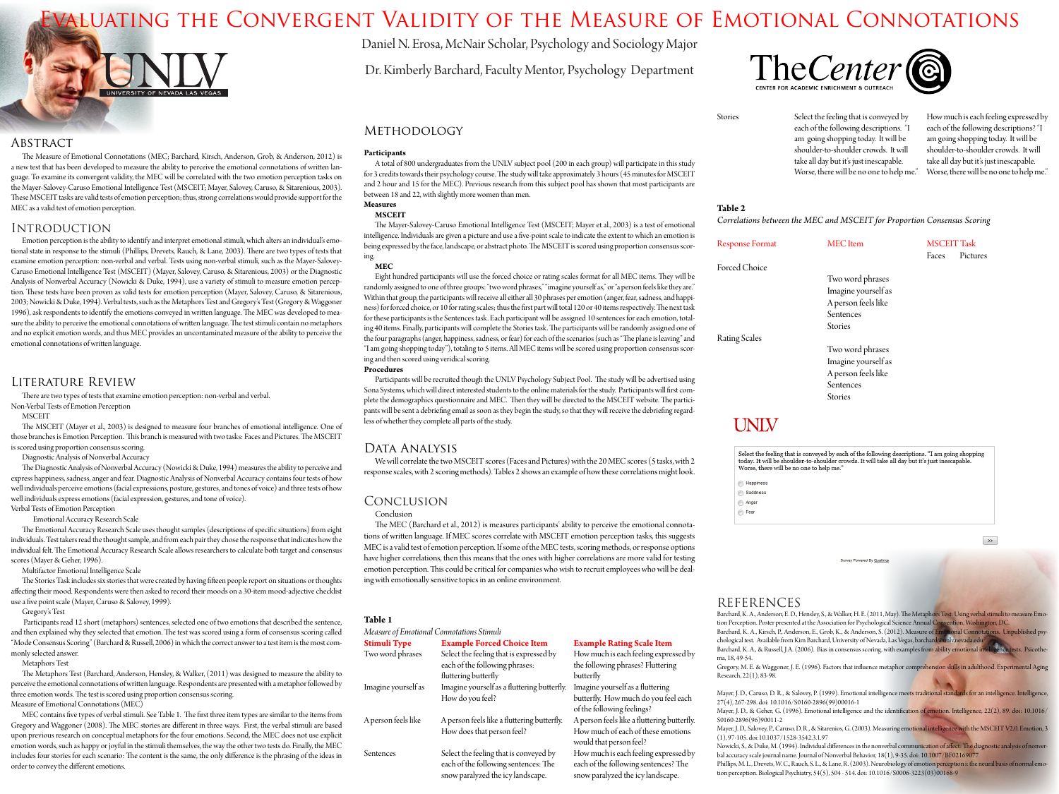# Evaluating the Convergent Validity of the Measure of Emotional Connotations

Daniel N. Erosa, McNair Scholar, Psychology and Sociology Major

Dr. Kimberly Barchard, Faculty Mentor, Psychology Department

## Abstract

The Measure of Emotional Connotations (MEC; Barchard, Kirsch, Anderson, Grob, & Anderson, 2012) is a new test that has been developed to measure the ability to perceive the emotional connotations of written language. To examine its convergent validity, the MEC will be correlated with the two emotion perception tasks on the Mayer-Salovey-Caruso Emotional Intelligence Test (MSCEIT; Mayer, Salovey, Caruso, & Sitarenious, 2003). These MSCEIT tasks are valid tests of emotion perception; thus, strong correlations would provide support for the MEC as a valid test of emotion perception.

## Introduction

Emotion perception is the ability to identify and interpret emotional stimuli, which alters an individual's emotional state in response to the stimuli (Phillips, Drevets, Rauch, & Lane, 2003). There are two types of tests that examine emotion perception: non-verbal and verbal. Tests using non-verbal stimuli, such as the Mayer-Salovey-Caruso Emotional Intelligence Test (MSCEIT) (Mayer, Salovey, Caruso, & Sitarenious, 2003) or the Diagnostic Analysis of Nonverbal Accuracy (Nowicki & Duke, 1994), use a variety of stimuli to measure emotion perception. These tests have been proven as valid tests for emotion perception (Mayer, Salovey, Caruso, & Sitarenious, 2003; Nowicki & Duke, 1994). Verbal tests, such as the Metaphors Test and Gregory's Test (Gregory & Waggoner 1996), ask respondents to identify the emotions conveyed in written language. The MEC was developed to measure the ability to perceive the emotional connotations of written language. The test stimuli contain no metaphors and no explicit emotion words, and thus MEC provides an uncontaminated measure of the ability to perceive the emotional connotations of written language.

## Literature Review

There are two types of tests that examine emotion perception: non-verbal and verbal.

Non-Verbal Tests of Emotion Perception

MSCEIT

The MSCEIT (Mayer et al., 2003) is designed to measure four branches of emotional intelligence. One of those branches is Emotion Perception. This branch is measured with two tasks: Faces and Pictures. The MSCEIT is scored using proportion consensus scoring.

Diagnostic Analysis of Nonverbal Accuracy

The Diagnostic Analysis of Nonverbal Accuracy (Nowicki & Duke, 1994) measures the ability to perceive and express happiness, sadness, anger and fear. Diagnostic Analysis of Nonverbal Accuracy contains four tests of how well individuals perceive emotions (facial expressions, posture, gestures, and tones of voice) and three tests of how well individuals express emotions (facial expression, gestures, and tone of voice).

Verbal Tests of Emotion Perception

Emotional Accuracy Research Scale

The Emotional Accuracy Research Scale uses thought samples (descriptions of specific situations) from eight individuals. Test takers read the thought sample, and from each pair they chose the response that indicates how the individual felt. The Emotional Accuracy Research Scale allows researchers to calculate both target and consensus scores (Mayer & Geher, 1996).

Multifactor Emotional Intelligence Scale

The Stories Task includes six stories that were created by having fifteen people report on situations or thoughts affecting their mood. Respondents were then asked to record their moods on a 30-item mood-adjective checklist use a five point scale (Mayer, Caruso & Salovey, 1999).

Gregory's Test

Participants read 12 short (metaphors) sentences, selected one of two emotions that described the sentence, and then explained why they selected that emotion. The test was scored using a form of consensus scoring called "Mode Consensus Scoring" (Barchard & Russell, 2006) in which the correct answer to a test item is the most commonly selected answer.

Metaphors Test

The Metaphors Test (Barchard, Anderson, Hensley, & Walker, (2011) was designed to measure the ability to perceive the emotional connotations of written language. Respondents are presented with a metaphor followed by three emotion words. The test is scored using proportion consensus scoring.

Measure of Emotional Connotations (MEC)

MEC contains five types of verbal stimuli. See Table 1. The first three item types are similar to the items from Gregory and Waggoner (2008). The MEC stories are different in three ways. First, the verbal stimuli are based upon previous research on conceptual metaphors for the four emotions. Second, the MEC does not use explicit emotion words, such as happy or joyful in the stimuli themselves, the way the other two tests do. Finally, the MEC includes four stories for each scenario: The content is the same, the only difference is the phrasing of the ideas in order to convey the different emotions.

## Methodology

**Participants**

A total of 800 undergraduates from the UNLV subject pool (200 in each group) will participate in this study for 3 credits towards their psychology course. The study will take approximately 3 hours (45 minutes for MSCEIT and 2 hour and 15 for the MEC). Previous research from this subject pool has shown that most participants are between 18 and 22, with slightly more women than men.

**Measures**

**MSCEIT**

The Mayer-Salovey-Caruso Emotional Intelligence Test (MSCEIT; Mayer et al., 2003) is a test of emotional intelligence. Individuals are given a picture and use a five-point scale to indicate the extent to which an emotion is being expressed by the face, landscape, or abstract photo. The MSCEIT is scored using proportion consensus scoring.

**MEC**

Eight hundred participants will use the forced choice or rating scales format for all MEC items. They will be randomly assigned to one of three groups: "two word phrases," "imagine yourself as," or "a person feels like they are." Within that group, the participants will receive all either all 30 phrases per emotion (anger, fear, sadness, and happiness) for forced choice, or 10 for rating scales; thus the first part will total 120 or 40 items respectively. The next task for these participants is the Sentences task. Each participant will be assigned 10 sentences for each emotion, totaling 40 items. Finally, participants will complete the Stories task. The participants will be randomly assigned one of the four paragraphs (anger, happiness, sadness, or fear) for each of the scenarios (such as "The plane is leaving" and "I am going shopping today"), totaling to 5 items. All MEC items will be scored using proportion consensus scoring and then scored using veridical scoring.

**Procedures**

Participants will be recruited though the UNLV Psychology Subject Pool. The study will be advertised using Sona Systems, which will direct interested students to the online materials for the study. Participants will first complete the demographics questionnaire and MEC. Then they will be directed to the MSCEIT website. The participants will be sent a debriefing email as soon as they begin the study, so that they will receive the debriefing regardless of whether they complete all parts of the study.

## Data Analysis

We will correlate the two MSCEIT scores (Faces and Pictures) with the 20 MEC scores (5 tasks, with 2 response scales, with 2 scoring methods). Tables 2 shows an example of how these correlations might look.

## Conclusion

Conclusion

The MEC (Barchard et al., 2012) is measures participants' ability to perceive the emotional connotations of written language. If MEC scores correlate with MSCEIT emotion perception tasks, this suggests MEC is a valid test of emotion perception. If some of the MEC tests, scoring methods, or response options have higher correlations, then this means that the ones with higher correlations are more valid for testing emotion perception. This could be critical for companies who wish to recruit employees who will be dealing with emotionally sensitive topics in an online environment.

**Table 1**

*Measure of Emotional Connotations Stimuli*

| Stimuli Type | Example Forced Choice Item | Example Rating Scale Item |
|---|---|---|
| Two word phrases | Select the feeling that is expressed by each of the following phrases: fluttering butterfly | How much is each feeling expressed by the following phrases? Fluttering butterfly |
| Imagine yourself as | Imagine yourself as a fluttering butterfly. How do you feel? | Imagine yourself as a fluttering butterfly. How much do you feel each of the following feelings? |
| A person feels like | A person feels like a fluttering butterfly. How does that person feel? | A person feels like a fluttering butterfly. How much of each of these emotions would that person feel? |
| Sentences | Select the feeling that is conveyed by each of the following sentences: The snow paralyzed the icy landscape. | How much is each feeling expressed by each of the following sentences? The snow paralyzed the icy landscape. |
| Stories | Select the feeling that is conveyed by each of the following descriptions. "I am going shopping today. It will be shoulder-to-shoulder crowds. It will take all day but it's just inescapable. Worse, there will be no one to help me." | How much is each feeling expressed by each of the following descriptions? "I am going shopping today. It will be shoulder-to-shoulder crowds. It will take all day but it's just inescapable. Worse, there will be no one to help me." |

**Table 2**

*Correlations between the MEC and MSCEIT for Proportion Consensus Scoring*

| Response Format | MEC Item | MSCEIT Task Faces | MSCEIT Task Pictures |
|---|---|---|---|
| Forced Choice | | | |
| | Two word phrases | | |
| | Imagine yourself as | | |
| | A person feels like | | |
| | Sentences | | |
| | Stories | | |
| Rating Scales | | | |
| | Two word phrases | | |
| | Imagine yourself as | | |
| | A person feels like | | |
| | Sentences | | |
| | Stories | | |

Select the feeling that is conveyed by each of the following descriptions. "I am going shopping today. It will be shoulder-to-shoulder crowds. It will take all day but it's just inescapable. Worse, there will be no one to help me."

- Happiness
- Saddness
- Anger
- Fear

## References

Barchard, K. A., Anderson, E. D., Hensley, S., & Walker, H. E. (2011, May). The Metaphors Test: Using verbal stimuli to measure Emotion Perception. Poster presented at the Association for Psychological Science Annual Convention, Washington, DC.

Barchard, K. A., Kirsch, P., Anderson, E., Grob, K., & Anderson, S. (2012). Measure of Emotional Connotations. Unpublished psychological test. Available from Kim Barchard, University of Nevada, Las Vegas, barchard@unlv.nevada.edu

Barchard, K. A., & Russell, J. A. (2006). Bias in consensus scoring, with examples from ability emotional intelligence tests. Psicothema, 18, 49-54.

Gregory, M. E. & Waggoner, J. E. (1996). Factors that influence metaphor comprehension skills in adulthood. Experimental Aging Research, 22(1), 83-98.

Mayer, J. D., Caruso, D. R., & Salovey, P. (1999). Emotional intelligence meets traditional standards for an intelligence. Intelligence, 27(4), 267-298. doi: 10.1016/S0160-2896(99)00016-1

Mayer, J. D., & Geher, G. (1996). Emotional intelligence and the identification of emotion. Intelligence, 22(2), 89. doi: 10.1016/S0160-2896(96)90011-2

Mayer, J. D., Salovey, P., Caruso, D. R., & Sitarenios, G. (2003). Measuring emotional intelligence with the MSCEIT V2.0. Emotion, 3 (1), 97-105. doi:10.1037/1528-3542.3.1.97

Nowicki, S., & Duke, M. (1994). Individual differences in the nonverbal communication of affect: The diagnostic analysis of nonverbal accuracy scale journal name. Journal of Nonverbal Behavior, 18(1), 9-35. doi: 10.1007/BF02169077

Phillips, M. L., Drevets, W. C., Rauch, S. L., & Lane, R. (2003). Neurobiology of emotion perception i: the neural basis of normal emotion perception. Biological Psychiatry, 54(5), 504 - 514. doi: 10.1016/S0006-3223(03)00168-9